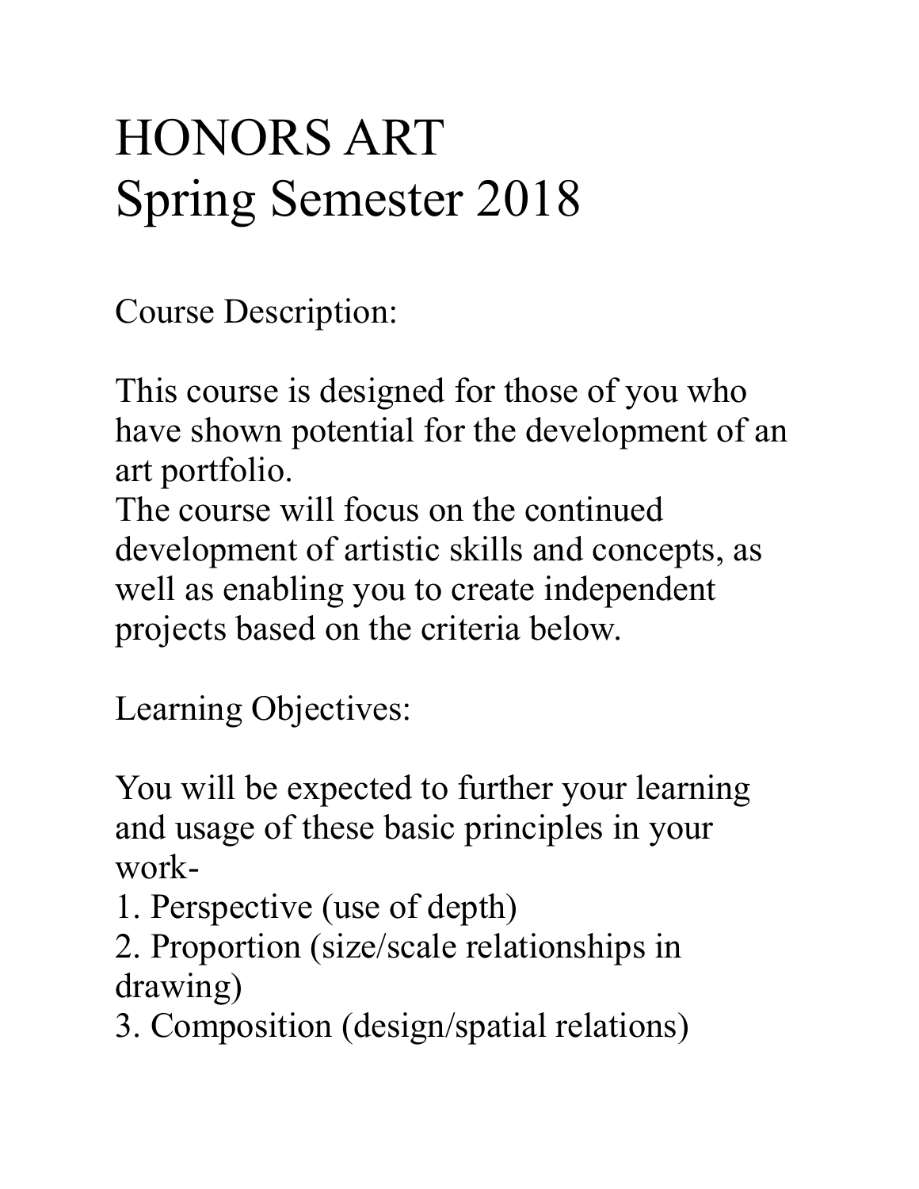# HONORS ART
# Spring Semester 2018

Course Description:

This course is designed for those of you who have shown potential for the development of an art portfolio.
The course will focus on the continued development of artistic skills and concepts, as well as enabling you to create independent projects based on the criteria below.

Learning Objectives:

You will be expected to further your learning and usage of these basic principles in your work-

1. Perspective (use of depth)
2. Proportion (size/scale relationships in drawing)
3. Composition (design/spatial relations)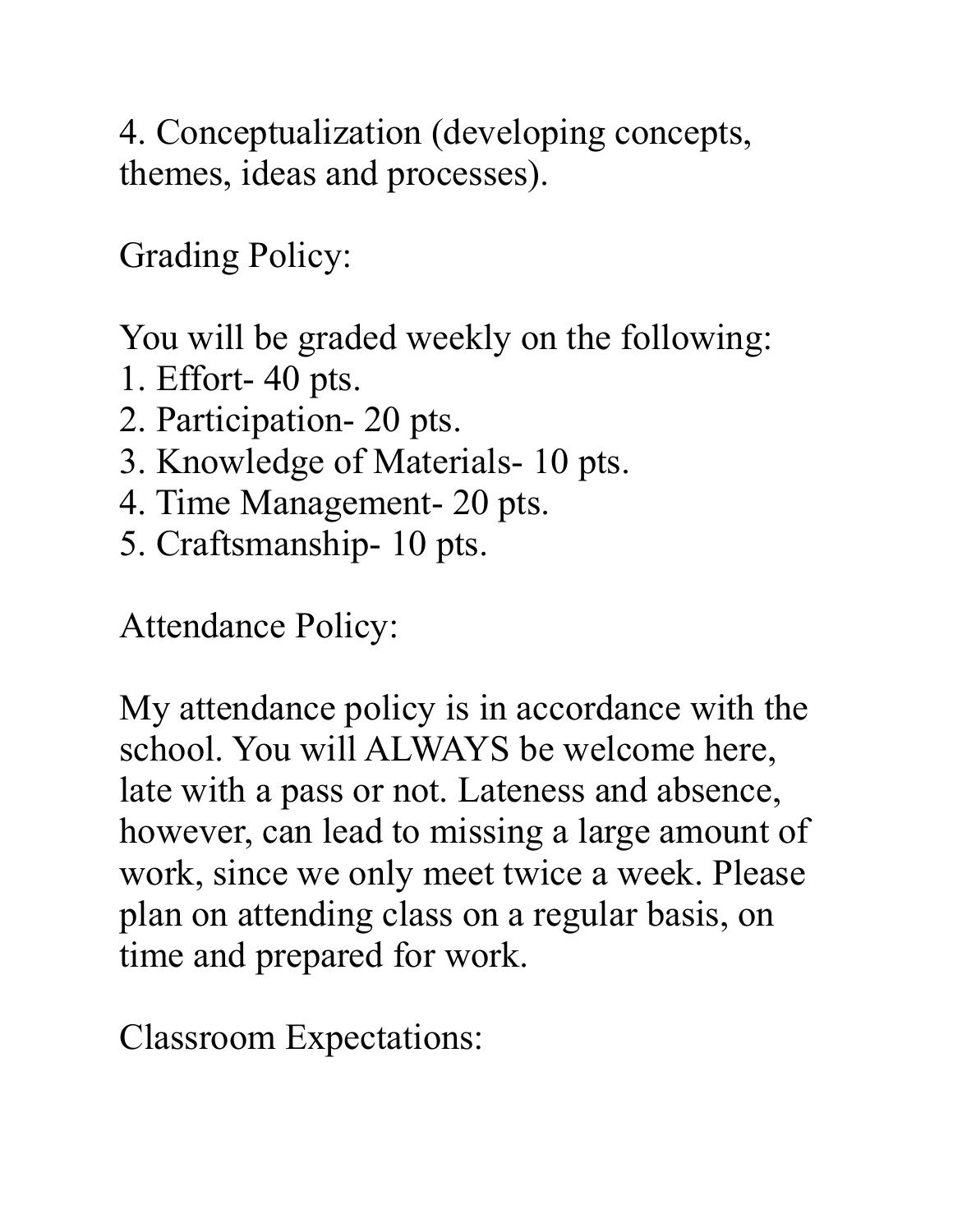4. Conceptualization (developing concepts, themes, ideas and processes).

Grading Policy:

You will be graded weekly on the following:
1. Effort- 40 pts.
2. Participation- 20 pts.
3. Knowledge of Materials- 10 pts.
4. Time Management- 20 pts.
5. Craftsmanship- 10 pts.

Attendance Policy:

My attendance policy is in accordance with the school. You will ALWAYS be welcome here, late with a pass or not. Lateness and absence, however, can lead to missing a large amount of work, since we only meet twice a week. Please plan on attending class on a regular basis, on time and prepared for work.

Classroom Expectations: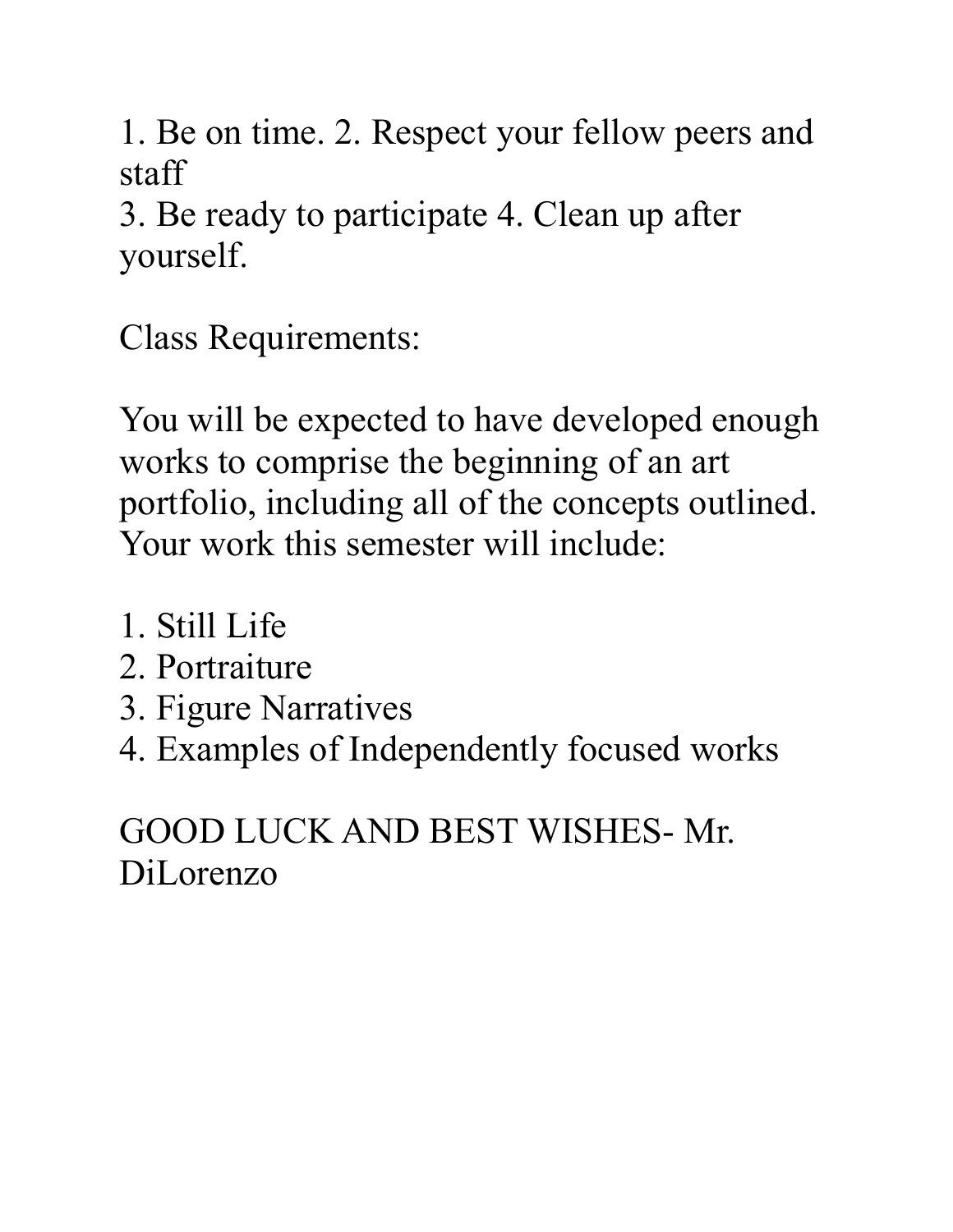1. Be on time. 2. Respect your fellow peers and staff
3. Be ready to participate 4. Clean up after yourself.

Class Requirements:

You will be expected to have developed enough works to comprise the beginning of an art portfolio, including all of the concepts outlined. Your work this semester will include:

1. Still Life
2. Portraiture
3. Figure Narratives
4. Examples of Independently focused works

GOOD LUCK AND BEST WISHES- Mr. DiLorenzo